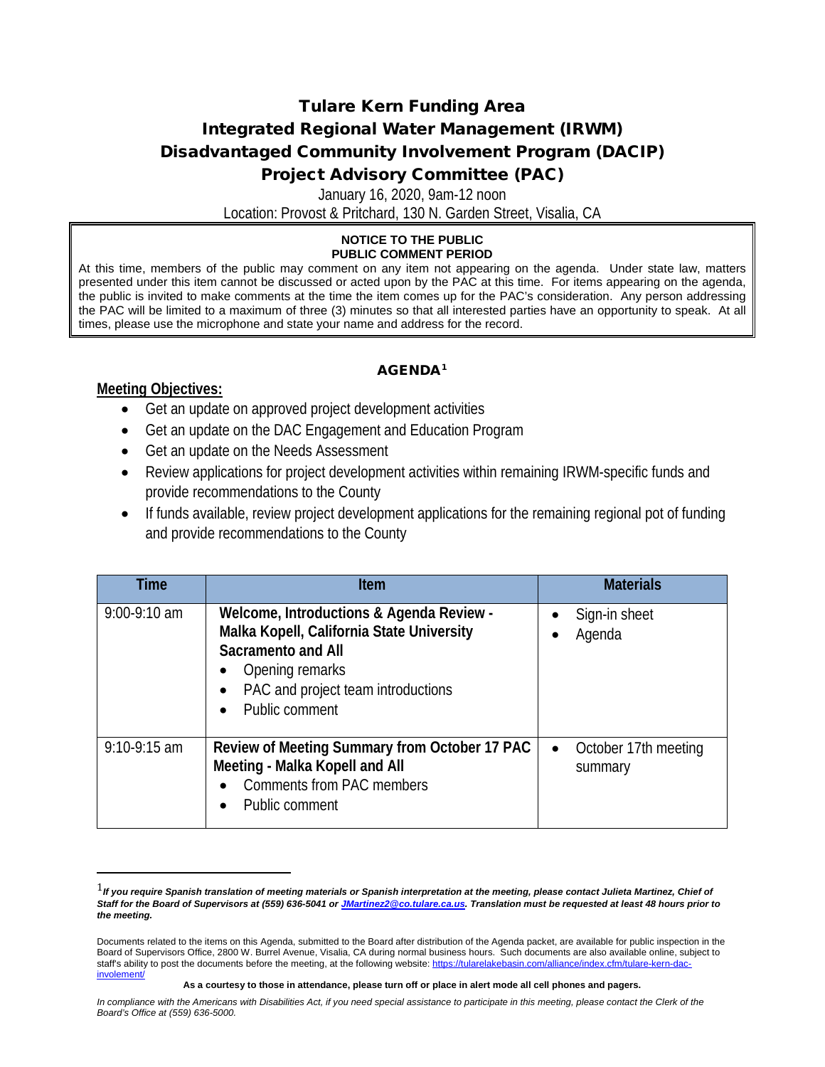# Tulare Kern Funding Area
# Integrated Regional Water Management (IRWM)
# Disadvantaged Community Involvement Program (DACIP)
# Project Advisory Committee (PAC)

January 16, 2020, 9am-12 noon

Location: Provost & Pritchard, 130 N. Garden Street, Visalia, CA

> **NOTICE TO THE PUBLIC**
> **PUBLIC COMMENT PERIOD**
>
> At this time, members of the public may comment on any item not appearing on the agenda. Under state law, matters presented under this item cannot be discussed or acted upon by the PAC at this time. For items appearing on the agenda, the public is invited to make comments at the time the item comes up for the PAC's consideration. Any person addressing the PAC will be limited to a maximum of three (3) minutes so that all interested parties have an opportunity to speak. At all times, please use the microphone and state your name and address for the record.

## AGENDA[1]

**Meeting Objectives:**

- Get an update on approved project development activities
- Get an update on the DAC Engagement and Education Program
- Get an update on the Needs Assessment
- Review applications for project development activities within remaining IRWM-specific funds and provide recommendations to the County
- If funds available, review project development applications for the remaining regional pot of funding and provide recommendations to the County

| Time | Item | Materials |
|---|---|---|
| 9:00-9:10 am | **Welcome, Introductions & Agenda Review - Malka Kopell, California State University Sacramento and All**<br>• Opening remarks<br>• PAC and project team introductions<br>• Public comment | • Sign-in sheet<br>• Agenda |
| 9:10-9:15 am | **Review of Meeting Summary from October 17 PAC Meeting - Malka Kopell and All**<br>• Comments from PAC members<br>• Public comment | • October 17th meeting summary |

[1] ***If you require Spanish translation of meeting materials or Spanish interpretation at the meeting, please contact Julieta Martinez, Chief of Staff for the Board of Supervisors at (559) 636-5041 or JMartinez2@co.tulare.ca.us. Translation must be requested at least 48 hours prior to the meeting.***

Documents related to the items on this Agenda, submitted to the Board after distribution of the Agenda packet, are available for public inspection in the Board of Supervisors Office, 2800 W. Burrel Avenue, Visalia, CA during normal business hours. Such documents are also available online, subject to staff's ability to post the documents before the meeting, at the following website: https://tularelakebasin.com/alliance/index.cfm/tulare-kern-dac-involement/

**As a courtesy to those in attendance, please turn off or place in alert mode all cell phones and pagers.**

*In compliance with the Americans with Disabilities Act, if you need special assistance to participate in this meeting, please contact the Clerk of the Board's Office at (559) 636-5000.*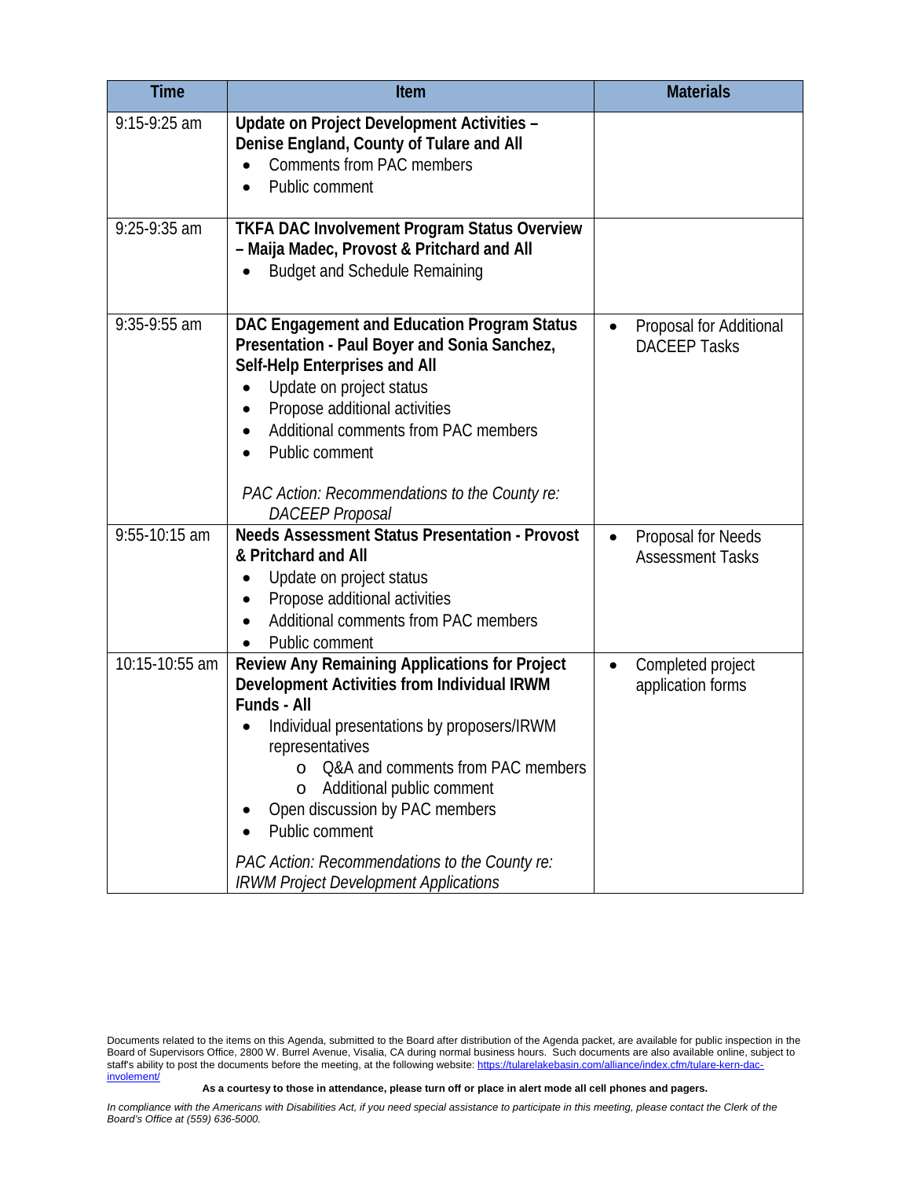| Time | Item | Materials |
|---|---|---|
| 9:15-9:25 am | **Update on Project Development Activities – Denise England, County of Tulare and All**<br>• Comments from PAC members<br>• Public comment | |
| 9:25-9:35 am | **TKFA DAC Involvement Program Status Overview – Maija Madec, Provost & Pritchard and All**<br>• Budget and Schedule Remaining | |
| 9:35-9:55 am | **DAC Engagement and Education Program Status Presentation - Paul Boyer and Sonia Sanchez, Self-Help Enterprises and All**<br>• Update on project status<br>• Propose additional activities<br>• Additional comments from PAC members<br>• Public comment<br><br>*PAC Action: Recommendations to the County re: DACEEP Proposal* | • Proposal for Additional DACEEP Tasks |
| 9:55-10:15 am | **Needs Assessment Status Presentation - Provost & Pritchard and All**<br>• Update on project status<br>• Propose additional activities<br>• Additional comments from PAC members<br>• Public comment | • Proposal for Needs Assessment Tasks |
| 10:15-10:55 am | **Review Any Remaining Applications for Project Development Activities from Individual IRWM Funds - All**<br>• Individual presentations by proposers/IRWM representatives<br>&nbsp;&nbsp;&nbsp;&nbsp;o Q&A and comments from PAC members<br>&nbsp;&nbsp;&nbsp;&nbsp;o Additional public comment<br>• Open discussion by PAC members<br>• Public comment<br><br>*PAC Action: Recommendations to the County re: IRWM Project Development Applications* | • Completed project application forms |

Documents related to the items on this Agenda, submitted to the Board after distribution of the Agenda packet, are available for public inspection in the Board of Supervisors Office, 2800 W. Burrel Avenue, Visalia, CA during normal business hours. Such documents are also available online, subject to staff's ability to post the documents before the meeting, at the following website: https://tularelakebasin.com/alliance/index.cfm/tulare-kern-dac-involement/

**As a courtesy to those in attendance, please turn off or place in alert mode all cell phones and pagers.**

*In compliance with the Americans with Disabilities Act, if you need special assistance to participate in this meeting, please contact the Clerk of the Board's Office at (559) 636-5000.*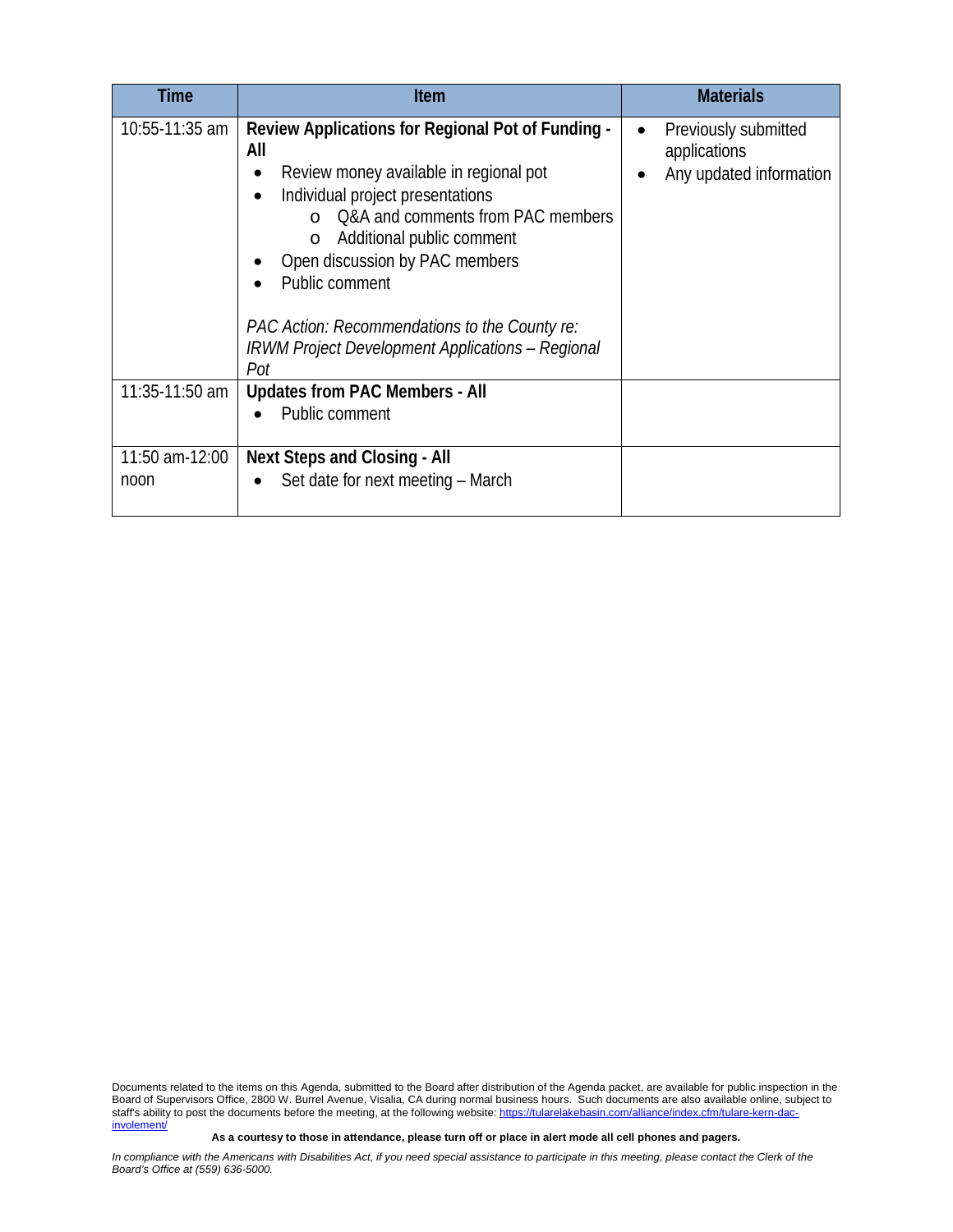| Time | Item | Materials |
|---|---|---|
| 10:55-11:35 am | **Review Applications for Regional Pot of Funding - All**<br>• Review money available in regional pot<br>• Individual project presentations<br>  o Q&A and comments from PAC members<br>  o Additional public comment<br>• Open discussion by PAC members<br>• Public comment<br><br>*PAC Action: Recommendations to the County re: IRWM Project Development Applications – Regional Pot* | • Previously submitted applications<br>• Any updated information |
| 11:35-11:50 am | **Updates from PAC Members - All**<br>• Public comment | |
| 11:50 am-12:00 noon | **Next Steps and Closing - All**<br>• Set date for next meeting – March | |

Documents related to the items on this Agenda, submitted to the Board after distribution of the Agenda packet, are available for public inspection in the Board of Supervisors Office, 2800 W. Burrel Avenue, Visalia, CA during normal business hours. Such documents are also available online, subject to staff's ability to post the documents before the meeting, at the following website: https://tularelakebasin.com/alliance/index.cfm/tulare-kern-dac-involement/

**As a courtesy to those in attendance, please turn off or place in alert mode all cell phones and pagers.**

*In compliance with the Americans with Disabilities Act, if you need special assistance to participate in this meeting, please contact the Clerk of the Board's Office at (559) 636-5000.*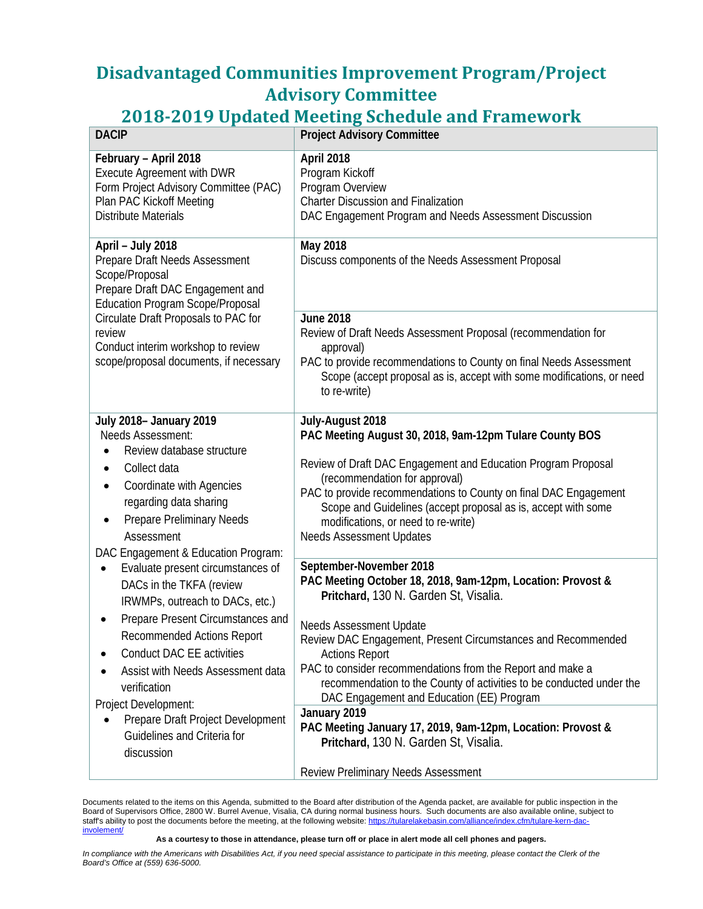# Disadvantaged Communities Improvement Program/Project Advisory Committee

# 2018-2019 Updated Meeting Schedule and Framework

| DACIP | Project Advisory Committee |
|---|---|
| **February – April 2018**<br>Execute Agreement with DWR<br>Form Project Advisory Committee (PAC)<br>Plan PAC Kickoff Meeting<br>Distribute Materials | **April 2018**<br>Program Kickoff<br>Program Overview<br>Charter Discussion and Finalization<br>DAC Engagement Program and Needs Assessment Discussion |
| **April – July 2018**<br>Prepare Draft Needs Assessment Scope/Proposal<br>Prepare Draft DAC Engagement and Education Program Scope/Proposal<br>Circulate Draft Proposals to PAC for review<br>Conduct interim workshop to review scope/proposal documents, if necessary | **May 2018**<br>Discuss components of the Needs Assessment Proposal |
| | **June 2018**<br>Review of Draft Needs Assessment Proposal (recommendation for approval)<br>PAC to provide recommendations to County on final Needs Assessment Scope (accept proposal as is, accept with some modifications, or need to re-write) |
| **July 2018– January 2019**<br>Needs Assessment:<br>• Review database structure<br>• Collect data<br>• Coordinate with Agencies regarding data sharing<br>• Prepare Preliminary Needs Assessment<br>DAC Engagement & Education Program:<br>• Evaluate present circumstances of DACs in the TKFA (review IRWMPs, outreach to DACs, etc.)<br>• Prepare Present Circumstances and Recommended Actions Report<br>• Conduct DAC EE activities<br>• Assist with Needs Assessment data verification<br>Project Development:<br>• Prepare Draft Project Development Guidelines and Criteria for discussion | **July-August 2018**<br>**PAC Meeting August 30, 2018, 9am-12pm Tulare County BOS**<br><br>Review of Draft DAC Engagement and Education Program Proposal (recommendation for approval)<br>PAC to provide recommendations to County on final DAC Engagement Scope and Guidelines (accept proposal as is, accept with some modifications, or need to re-write)<br>Needs Assessment Updates |
| | **September-November 2018**<br>**PAC Meeting October 18, 2018, 9am-12pm, Location: Provost & Pritchard,** 130 N. Garden St, Visalia.<br><br>Needs Assessment Update<br>Review DAC Engagement, Present Circumstances and Recommended Actions Report<br>PAC to consider recommendations from the Report and make a recommendation to the County of activities to be conducted under the DAC Engagement and Education (EE) Program |
| | **January 2019**<br>**PAC Meeting January 17, 2019, 9am-12pm, Location: Provost & Pritchard,** 130 N. Garden St, Visalia.<br><br>Review Preliminary Needs Assessment |

Documents related to the items on this Agenda, submitted to the Board after distribution of the Agenda packet, are available for public inspection in the Board of Supervisors Office, 2800 W. Burrel Avenue, Visalia, CA during normal business hours. Such documents are also available online, subject to staff's ability to post the documents before the meeting, at the following website: https://tularelakebasin.com/alliance/index.cfm/tulare-kern-dac-involement/

**As a courtesy to those in attendance, please turn off or place in alert mode all cell phones and pagers.**

*In compliance with the Americans with Disabilities Act, if you need special assistance to participate in this meeting, please contact the Clerk of the Board's Office at (559) 636-5000.*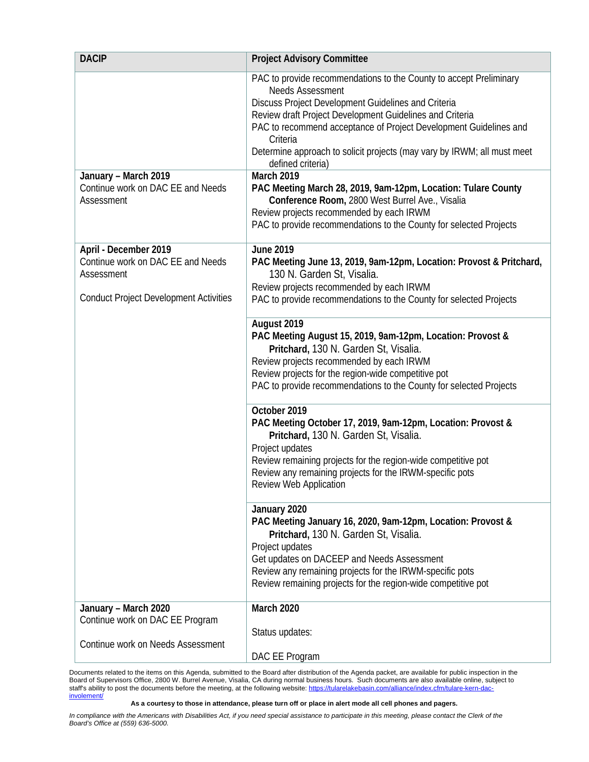| DACIP | Project Advisory Committee |
|---|---|
| | PAC to provide recommendations to the County to accept Preliminary Needs Assessment<br>Discuss Project Development Guidelines and Criteria<br>Review draft Project Development Guidelines and Criteria<br>PAC to recommend acceptance of Project Development Guidelines and Criteria<br>Determine approach to solicit projects (may vary by IRWM; all must meet defined criteria) |
| **January – March 2019**<br>Continue work on DAC EE and Needs Assessment | **March 2019**<br>**PAC Meeting March 28, 2019, 9am-12pm, Location: Tulare County Conference Room,** 2800 West Burrel Ave., Visalia<br>Review projects recommended by each IRWM<br>PAC to provide recommendations to the County for selected Projects |
| **April - December 2019**<br>Continue work on DAC EE and Needs Assessment<br><br>Conduct Project Development Activities | **June 2019**<br>**PAC Meeting June 13, 2019, 9am-12pm, Location: Provost & Pritchard,** 130 N. Garden St, Visalia.<br>Review projects recommended by each IRWM<br>PAC to provide recommendations to the County for selected Projects |
| | **August 2019**<br>**PAC Meeting August 15, 2019, 9am-12pm, Location: Provost & Pritchard,** 130 N. Garden St, Visalia.<br>Review projects recommended by each IRWM<br>Review projects for the region-wide competitive pot<br>PAC to provide recommendations to the County for selected Projects |
| | **October 2019**<br>**PAC Meeting October 17, 2019, 9am-12pm, Location: Provost & Pritchard,** 130 N. Garden St, Visalia.<br>Project updates<br>Review remaining projects for the region-wide competitive pot<br>Review any remaining projects for the IRWM-specific pots<br>Review Web Application |
| | **January 2020**<br>**PAC Meeting January 16, 2020, 9am-12pm, Location: Provost & Pritchard,** 130 N. Garden St, Visalia.<br>Project updates<br>Get updates on DACEEP and Needs Assessment<br>Review any remaining projects for the IRWM-specific pots<br>Review remaining projects for the region-wide competitive pot |
| **January – March 2020**<br>Continue work on DAC EE Program<br><br>Continue work on Needs Assessment | **March 2020**<br><br>Status updates:<br><br>DAC EE Program |

Documents related to the items on this Agenda, submitted to the Board after distribution of the Agenda packet, are available for public inspection in the Board of Supervisors Office, 2800 W. Burrel Avenue, Visalia, CA during normal business hours. Such documents are also available online, subject to staff's ability to post the documents before the meeting, at the following website: https://tularelakebasin.com/alliance/index.cfm/tulare-kern-dac-involement/

**As a courtesy to those in attendance, please turn off or place in alert mode all cell phones and pagers.**

*In compliance with the Americans with Disabilities Act, if you need special assistance to participate in this meeting, please contact the Clerk of the Board's Office at (559) 636-5000.*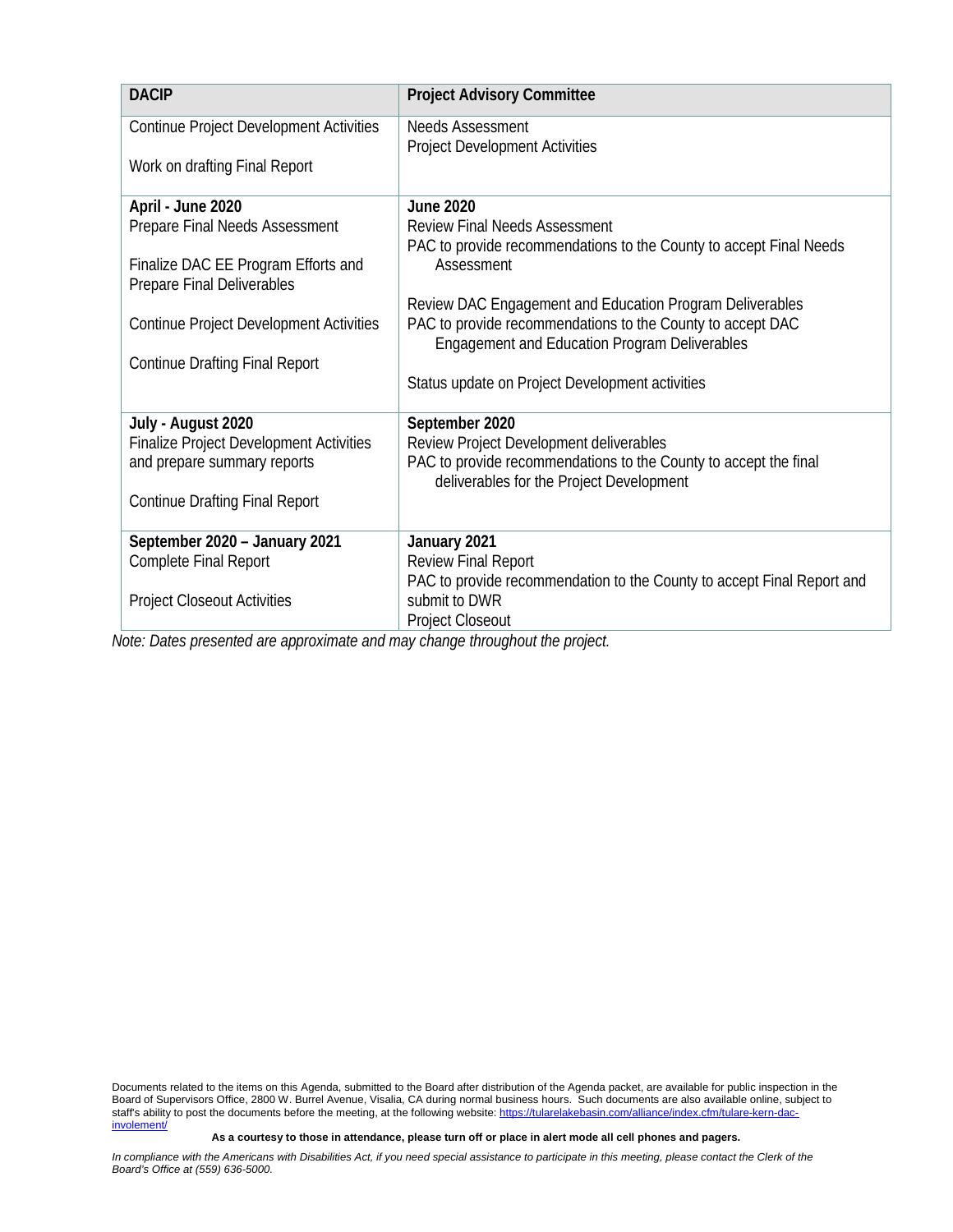| DACIP | Project Advisory Committee |
|---|---|
| Continue Project Development Activities<br><br>Work on drafting Final Report | Needs Assessment<br>Project Development Activities |
| **April - June 2020**<br>Prepare Final Needs Assessment<br><br>Finalize DAC EE Program Efforts and Prepare Final Deliverables<br><br>Continue Project Development Activities<br><br>Continue Drafting Final Report | **June 2020**<br>Review Final Needs Assessment<br>PAC to provide recommendations to the County to accept Final Needs Assessment<br><br>Review DAC Engagement and Education Program Deliverables<br>PAC to provide recommendations to the County to accept DAC Engagement and Education Program Deliverables<br><br>Status update on Project Development activities |
| **July - August 2020**<br>Finalize Project Development Activities and prepare summary reports<br><br>Continue Drafting Final Report | **September 2020**<br>Review Project Development deliverables<br>PAC to provide recommendations to the County to accept the final deliverables for the Project Development |
| **September 2020 – January 2021**<br>Complete Final Report<br><br>Project Closeout Activities | **January 2021**<br>Review Final Report<br>PAC to provide recommendation to the County to accept Final Report and submit to DWR<br>Project Closeout |

*Note: Dates presented are approximate and may change throughout the project.*

Documents related to the items on this Agenda, submitted to the Board after distribution of the Agenda packet, are available for public inspection in the Board of Supervisors Office, 2800 W. Burrel Avenue, Visalia, CA during normal business hours. Such documents are also available online, subject to staff's ability to post the documents before the meeting, at the following website: https://tularelakebasin.com/alliance/index.cfm/tulare-kern-dac-involement/

**As a courtesy to those in attendance, please turn off or place in alert mode all cell phones and pagers.**

*In compliance with the Americans with Disabilities Act, if you need special assistance to participate in this meeting, please contact the Clerk of the Board's Office at (559) 636-5000.*